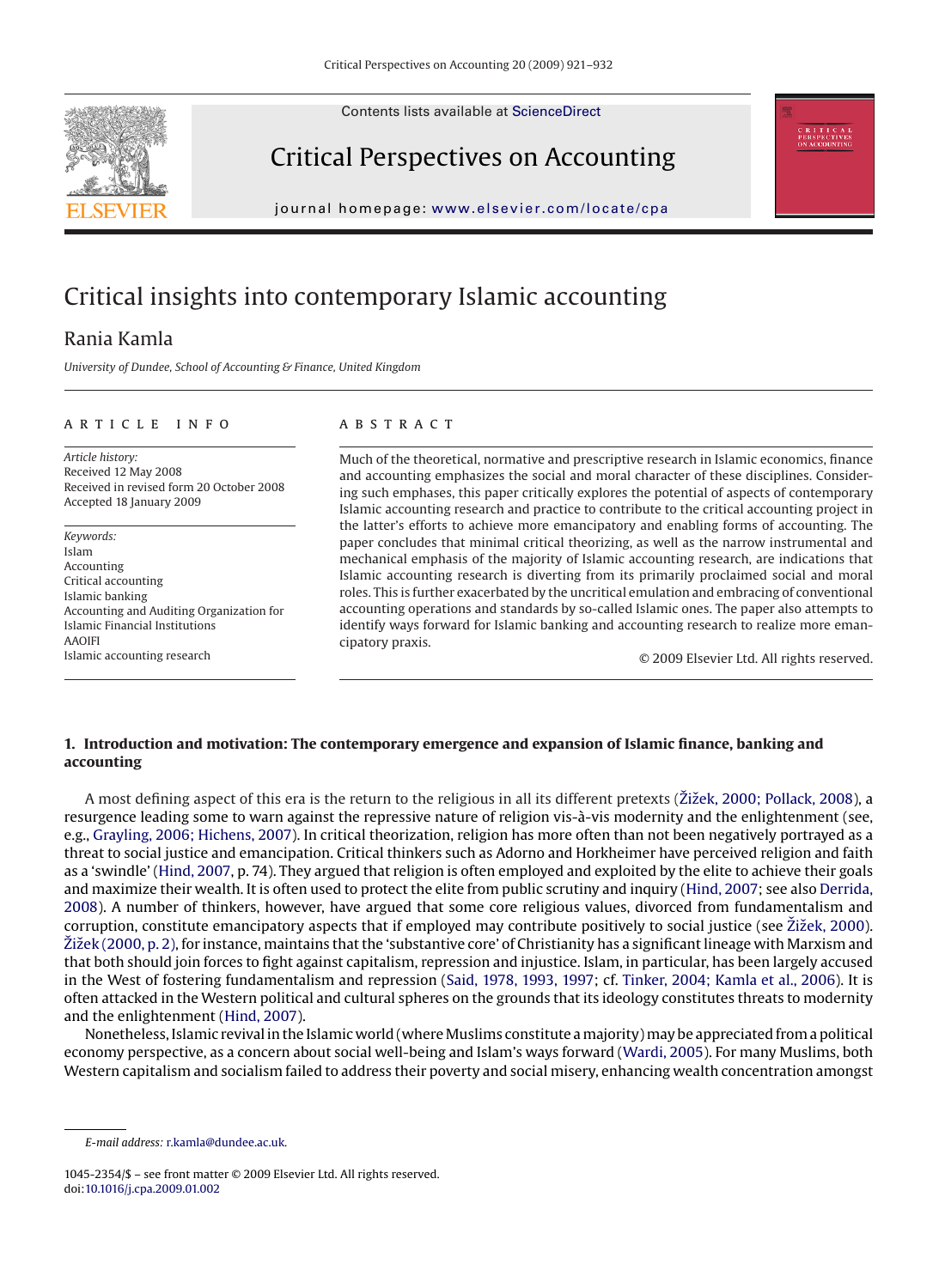# Critical insights into contemporary Islamic accounting

Rania Kamla

*University of Dundee, School of Accounting & Finance, United Kingdom*

## ARTICLE INFO

*Article history:*
Received 12 May 2008
Received in revised form 20 October 2008
Accepted 18 January 2009

*Keywords:*
Islam
Accounting
Critical accounting
Islamic banking
Accounting and Auditing Organization for Islamic Financial Institutions
AAOIFI
Islamic accounting research

## ABSTRACT

Much of the theoretical, normative and prescriptive research in Islamic economics, finance and accounting emphasizes the social and moral character of these disciplines. Considering such emphases, this paper critically explores the potential of aspects of contemporary Islamic accounting research and practice to contribute to the critical accounting project in the latter's efforts to achieve more emancipatory and enabling forms of accounting. The paper concludes that minimal critical theorizing, as well as the narrow instrumental and mechanical emphasis of the majority of Islamic accounting research, are indications that Islamic accounting research is diverting from its primarily proclaimed social and moral roles. This is further exacerbated by the uncritical emulation and embracing of conventional accounting operations and standards by so-called Islamic ones. The paper also attempts to identify ways forward for Islamic banking and accounting research to realize more emancipatory praxis.

© 2009 Elsevier Ltd. All rights reserved.

## 1. Introduction and motivation: The contemporary emergence and expansion of Islamic finance, banking and accounting

A most defining aspect of this era is the return to the religious in all its different pretexts (Žižek, 2000; Pollack, 2008), a resurgence leading some to warn against the repressive nature of religion vis-à-vis modernity and the enlightenment (see, e.g., Grayling, 2006; Hichens, 2007). In critical theorization, religion has more often than not been negatively portrayed as a threat to social justice and emancipation. Critical thinkers such as Adorno and Horkheimer have perceived religion and faith as a 'swindle' (Hind, 2007, p. 74). They argued that religion is often employed and exploited by the elite to achieve their goals and maximize their wealth. It is often used to protect the elite from public scrutiny and inquiry (Hind, 2007; see also Derrida, 2008). A number of thinkers, however, have argued that some core religious values, divorced from fundamentalism and corruption, constitute emancipatory aspects that if employed may contribute positively to social justice (see Žižek, 2000). Žižek (2000, p. 2), for instance, maintains that the 'substantive core' of Christianity has a significant lineage with Marxism and that both should join forces to fight against capitalism, repression and injustice. Islam, in particular, has been largely accused in the West of fostering fundamentalism and repression (Said, 1978, 1993, 1997; cf. Tinker, 2004; Kamla et al., 2006). It is often attacked in the Western political and cultural spheres on the grounds that its ideology constitutes threats to modernity and the enlightenment (Hind, 2007).

Nonetheless, Islamic revival in the Islamic world (where Muslims constitute a majority) may be appreciated from a political economy perspective, as a concern about social well-being and Islam's ways forward (Wardi, 2005). For many Muslims, both Western capitalism and socialism failed to address their poverty and social misery, enhancing wealth concentration amongst

*E-mail address:* r.kamla@dundee.ac.uk.

1045-2354/$ – see front matter © 2009 Elsevier Ltd. All rights reserved.
doi:10.1016/j.cpa.2009.01.002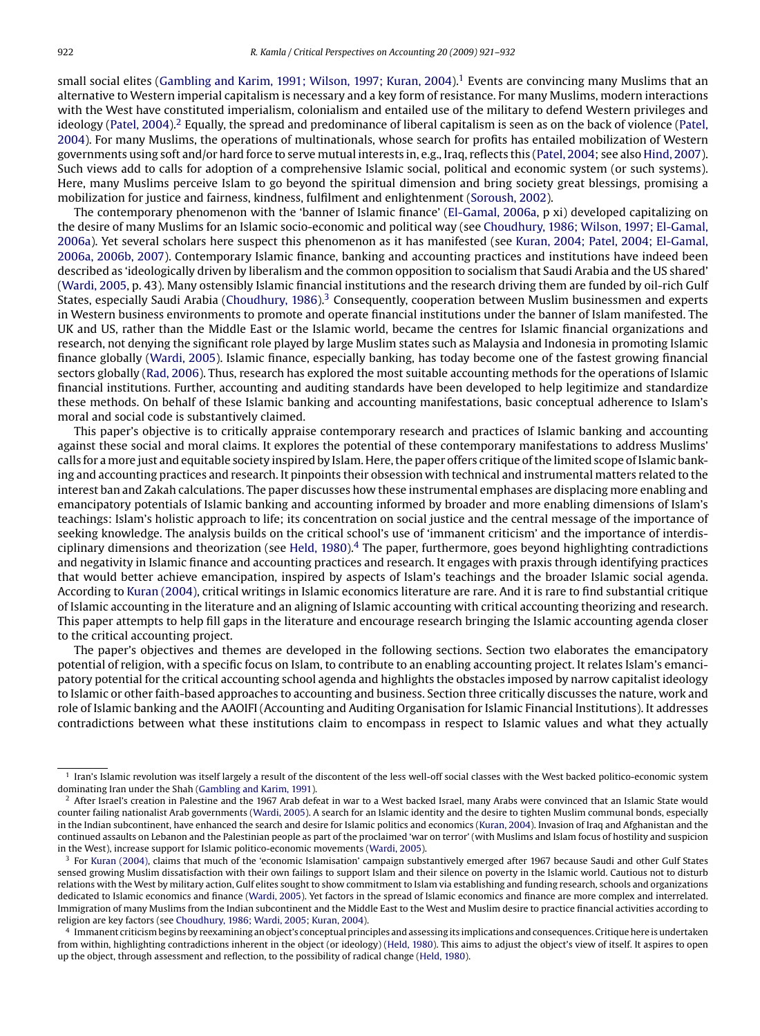small social elites (Gambling and Karim, 1991; Wilson, 1997; Kuran, 2004).[1] Events are convincing many Muslims that an alternative to Western imperial capitalism is necessary and a key form of resistance. For many Muslims, modern interactions with the West have constituted imperialism, colonialism and entailed use of the military to defend Western privileges and ideology (Patel, 2004).[2] Equally, the spread and predominance of liberal capitalism is seen as on the back of violence (Patel, 2004). For many Muslims, the operations of multinationals, whose search for profits has entailed mobilization of Western governments using soft and/or hard force to serve mutual interests in, e.g., Iraq, reflects this (Patel, 2004; see also Hind, 2007). Such views add to calls for adoption of a comprehensive Islamic social, political and economic system (or such systems). Here, many Muslims perceive Islam to go beyond the spiritual dimension and bring society great blessings, promising a mobilization for justice and fairness, kindness, fulfilment and enlightenment (Soroush, 2002).

The contemporary phenomenon with the 'banner of Islamic finance' (El-Gamal, 2006a, p xi) developed capitalizing on the desire of many Muslims for an Islamic socio-economic and political way (see Choudhury, 1986; Wilson, 1997; El-Gamal, 2006a). Yet several scholars here suspect this phenomenon as it has manifested (see Kuran, 2004; Patel, 2004; El-Gamal, 2006a, 2006b, 2007). Contemporary Islamic finance, banking and accounting practices and institutions have indeed been described as 'ideologically driven by liberalism and the common opposition to socialism that Saudi Arabia and the US shared' (Wardi, 2005, p. 43). Many ostensibly Islamic financial institutions and the research driving them are funded by oil-rich Gulf States, especially Saudi Arabia (Choudhury, 1986).[3] Consequently, cooperation between Muslim businessmen and experts in Western business environments to promote and operate financial institutions under the banner of Islam manifested. The UK and US, rather than the Middle East or the Islamic world, became the centres for Islamic financial organizations and research, not denying the significant role played by large Muslim states such as Malaysia and Indonesia in promoting Islamic finance globally (Wardi, 2005). Islamic finance, especially banking, has today become one of the fastest growing financial sectors globally (Rad, 2006). Thus, research has explored the most suitable accounting methods for the operations of Islamic financial institutions. Further, accounting and auditing standards have been developed to help legitimize and standardize these methods. On behalf of these Islamic banking and accounting manifestations, basic conceptual adherence to Islam's moral and social code is substantively claimed.

This paper's objective is to critically appraise contemporary research and practices of Islamic banking and accounting against these social and moral claims. It explores the potential of these contemporary manifestations to address Muslims' calls for a more just and equitable society inspired by Islam. Here, the paper offers critique of the limited scope of Islamic banking and accounting practices and research. It pinpoints their obsession with technical and instrumental matters related to the interest ban and Zakah calculations. The paper discusses how these instrumental emphases are displacing more enabling and emancipatory potentials of Islamic banking and accounting informed by broader and more enabling dimensions of Islam's teachings: Islam's holistic approach to life; its concentration on social justice and the central message of the importance of seeking knowledge. The analysis builds on the critical school's use of 'immanent criticism' and the importance of interdisciplinary dimensions and theorization (see Held, 1980).[4] The paper, furthermore, goes beyond highlighting contradictions and negativity in Islamic finance and accounting practices and research. It engages with praxis through identifying practices that would better achieve emancipation, inspired by aspects of Islam's teachings and the broader Islamic social agenda. According to Kuran (2004), critical writings in Islamic economics literature are rare. And it is rare to find substantial critique of Islamic accounting in the literature and an aligning of Islamic accounting with critical accounting theorizing and research. This paper attempts to help fill gaps in the literature and encourage research bringing the Islamic accounting agenda closer to the critical accounting project.

The paper's objectives and themes are developed in the following sections. Section two elaborates the emancipatory potential of religion, with a specific focus on Islam, to contribute to an enabling accounting project. It relates Islam's emancipatory potential for the critical accounting school agenda and highlights the obstacles imposed by narrow capitalist ideology to Islamic or other faith-based approaches to accounting and business. Section three critically discusses the nature, work and role of Islamic banking and the AAOIFI (Accounting and Auditing Organisation for Islamic Financial Institutions). It addresses contradictions between what these institutions claim to encompass in respect to Islamic values and what they actually

---

[1] Iran's Islamic revolution was itself largely a result of the discontent of the less well-off social classes with the West backed politico-economic system dominating Iran under the Shah (Gambling and Karim, 1991).

[2] After Israel's creation in Palestine and the 1967 Arab defeat in war to a West backed Israel, many Arabs were convinced that an Islamic State would counter failing nationalist Arab governments (Wardi, 2005). A search for an Islamic identity and the desire to tighten Muslim communal bonds, especially in the Indian subcontinent, have enhanced the search and desire for Islamic politics and economics (Kuran, 2004). Invasion of Iraq and Afghanistan and the continued assaults on Lebanon and the Palestinian people as part of the proclaimed 'war on terror' (with Muslims and Islam focus of hostility and suspicion in the West), increase support for Islamic politico-economic movements (Wardi, 2005).

[3] For Kuran (2004), claims that much of the 'economic Islamisation' campaign substantively emerged after 1967 because Saudi and other Gulf States sensed growing Muslim dissatisfaction with their own failings to support Islam and their silence on poverty in the Islamic world. Cautious not to disturb relations with the West by military action, Gulf elites sought to show commitment to Islam via establishing and funding research, schools and organizations dedicated to Islamic economics and finance (Wardi, 2005). Yet factors in the spread of Islamic economics and finance are more complex and interrelated. Immigration of many Muslims from the Indian subcontinent and the Middle East to the West and Muslim desire to practice financial activities according to religion are key factors (see Choudhury, 1986; Wardi, 2005; Kuran, 2004).

[4] Immanent criticism begins by reexamining an object's conceptual principles and assessing its implications and consequences. Critique here is undertaken from within, highlighting contradictions inherent in the object (or ideology) (Held, 1980). This aims to adjust the object's view of itself. It aspires to open up the object, through assessment and reflection, to the possibility of radical change (Held, 1980).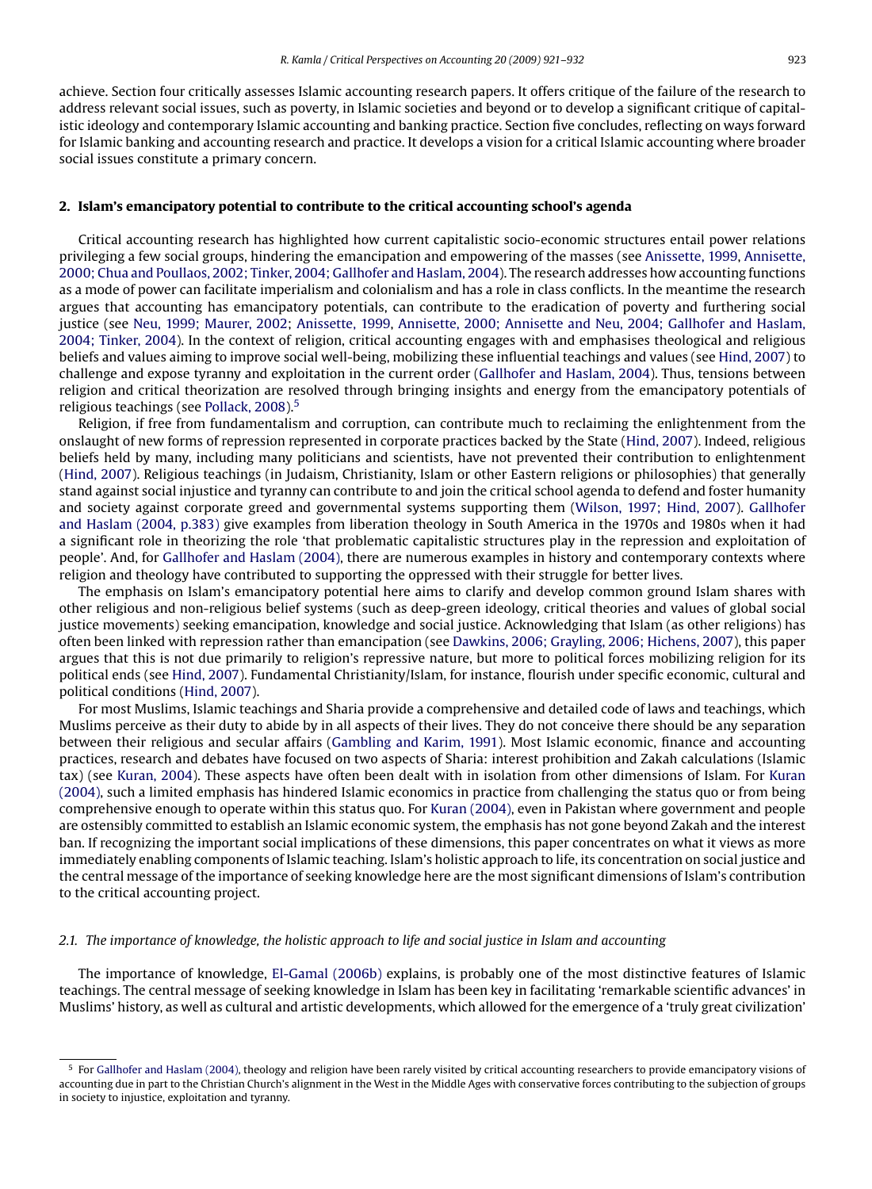achieve. Section four critically assesses Islamic accounting research papers. It offers critique of the failure of the research to address relevant social issues, such as poverty, in Islamic societies and beyond or to develop a significant critique of capitalistic ideology and contemporary Islamic accounting and banking practice. Section five concludes, reflecting on ways forward for Islamic banking and accounting research and practice. It develops a vision for a critical Islamic accounting where broader social issues constitute a primary concern.

## 2. Islam's emancipatory potential to contribute to the critical accounting school's agenda

Critical accounting research has highlighted how current capitalistic socio-economic structures entail power relations privileging a few social groups, hindering the emancipation and empowering of the masses (see Anissette, 1999, Annisette, 2000; Chua and Poullaos, 2002; Tinker, 2004; Gallhofer and Haslam, 2004). The research addresses how accounting functions as a mode of power can facilitate imperialism and colonialism and has a role in class conflicts. In the meantime the research argues that accounting has emancipatory potentials, can contribute to the eradication of poverty and furthering social justice (see Neu, 1999; Maurer, 2002; Anissette, 1999, Annisette, 2000; Annisette and Neu, 2004; Gallhofer and Haslam, 2004; Tinker, 2004). In the context of religion, critical accounting engages with and emphasises theological and religious beliefs and values aiming to improve social well-being, mobilizing these influential teachings and values (see Hind, 2007) to challenge and expose tyranny and exploitation in the current order (Gallhofer and Haslam, 2004). Thus, tensions between religion and critical theorization are resolved through bringing insights and energy from the emancipatory potentials of religious teachings (see Pollack, 2008).[5]

Religion, if free from fundamentalism and corruption, can contribute much to reclaiming the enlightenment from the onslaught of new forms of repression represented in corporate practices backed by the State (Hind, 2007). Indeed, religious beliefs held by many, including many politicians and scientists, have not prevented their contribution to enlightenment (Hind, 2007). Religious teachings (in Judaism, Christianity, Islam or other Eastern religions or philosophies) that generally stand against social injustice and tyranny can contribute to and join the critical school agenda to defend and foster humanity and society against corporate greed and governmental systems supporting them (Wilson, 1997; Hind, 2007). Gallhofer and Haslam (2004, p.383) give examples from liberation theology in South America in the 1970s and 1980s when it had a significant role in theorizing the role 'that problematic capitalistic structures play in the repression and exploitation of people'. And, for Gallhofer and Haslam (2004), there are numerous examples in history and contemporary contexts where religion and theology have contributed to supporting the oppressed with their struggle for better lives.

The emphasis on Islam's emancipatory potential here aims to clarify and develop common ground Islam shares with other religious and non-religious belief systems (such as deep-green ideology, critical theories and values of global social justice movements) seeking emancipation, knowledge and social justice. Acknowledging that Islam (as other religions) has often been linked with repression rather than emancipation (see Dawkins, 2006; Grayling, 2006; Hichens, 2007), this paper argues that this is not due primarily to religion's repressive nature, but more to political forces mobilizing religion for its political ends (see Hind, 2007). Fundamental Christianity/Islam, for instance, flourish under specific economic, cultural and political conditions (Hind, 2007).

For most Muslims, Islamic teachings and Sharia provide a comprehensive and detailed code of laws and teachings, which Muslims perceive as their duty to abide by in all aspects of their lives. They do not conceive there should be any separation between their religious and secular affairs (Gambling and Karim, 1991). Most Islamic economic, finance and accounting practices, research and debates have focused on two aspects of Sharia: interest prohibition and Zakah calculations (Islamic tax) (see Kuran, 2004). These aspects have often been dealt with in isolation from other dimensions of Islam. For Kuran (2004), such a limited emphasis has hindered Islamic economics in practice from challenging the status quo or from being comprehensive enough to operate within this status quo. For Kuran (2004), even in Pakistan where government and people are ostensibly committed to establish an Islamic economic system, the emphasis has not gone beyond Zakah and the interest ban. If recognizing the important social implications of these dimensions, this paper concentrates on what it views as more immediately enabling components of Islamic teaching. Islam's holistic approach to life, its concentration on social justice and the central message of the importance of seeking knowledge here are the most significant dimensions of Islam's contribution to the critical accounting project.

### *2.1. The importance of knowledge, the holistic approach to life and social justice in Islam and accounting*

The importance of knowledge, El-Gamal (2006b) explains, is probably one of the most distinctive features of Islamic teachings. The central message of seeking knowledge in Islam has been key in facilitating 'remarkable scientific advances' in Muslims' history, as well as cultural and artistic developments, which allowed for the emergence of a 'truly great civilization'

[5] For Gallhofer and Haslam (2004), theology and religion have been rarely visited by critical accounting researchers to provide emancipatory visions of accounting due in part to the Christian Church's alignment in the West in the Middle Ages with conservative forces contributing to the subjection of groups in society to injustice, exploitation and tyranny.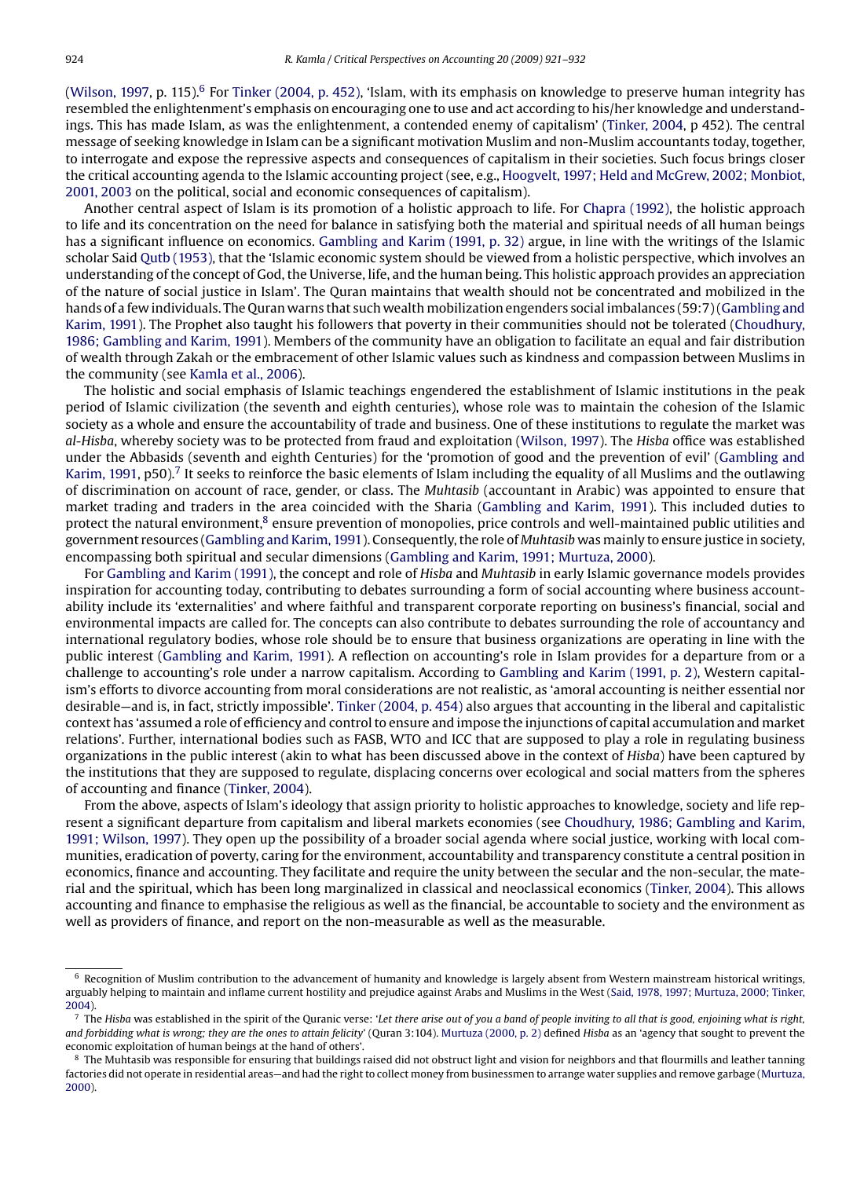(Wilson, 1997, p. 115).[6] For Tinker (2004, p. 452), 'Islam, with its emphasis on knowledge to preserve human integrity has resembled the enlightenment's emphasis on encouraging one to use and act according to his/her knowledge and understandings. This has made Islam, as was the enlightenment, a contended enemy of capitalism' (Tinker, 2004, p 452). The central message of seeking knowledge in Islam can be a significant motivation Muslim and non-Muslim accountants today, together, to interrogate and expose the repressive aspects and consequences of capitalism in their societies. Such focus brings closer the critical accounting agenda to the Islamic accounting project (see, e.g., Hoogvelt, 1997; Held and McGrew, 2002; Monbiot, 2001, 2003 on the political, social and economic consequences of capitalism).

Another central aspect of Islam is its promotion of a holistic approach to life. For Chapra (1992), the holistic approach to life and its concentration on the need for balance in satisfying both the material and spiritual needs of all human beings has a significant influence on economics. Gambling and Karim (1991, p. 32) argue, in line with the writings of the Islamic scholar Said Qutb (1953), that the 'Islamic economic system should be viewed from a holistic perspective, which involves an understanding of the concept of God, the Universe, life, and the human being. This holistic approach provides an appreciation of the nature of social justice in Islam'. The Quran maintains that wealth should not be concentrated and mobilized in the hands of a few individuals. The Quran warns that such wealth mobilization engenders social imbalances (59:7) (Gambling and Karim, 1991). The Prophet also taught his followers that poverty in their communities should not be tolerated (Choudhury, 1986; Gambling and Karim, 1991). Members of the community have an obligation to facilitate an equal and fair distribution of wealth through Zakah or the embracement of other Islamic values such as kindness and compassion between Muslims in the community (see Kamla et al., 2006).

The holistic and social emphasis of Islamic teachings engendered the establishment of Islamic institutions in the peak period of Islamic civilization (the seventh and eighth centuries), whose role was to maintain the cohesion of the Islamic society as a whole and ensure the accountability of trade and business. One of these institutions to regulate the market was *al-Hisba*, whereby society was to be protected from fraud and exploitation (Wilson, 1997). The *Hisba* office was established under the Abbasids (seventh and eighth Centuries) for the 'promotion of good and the prevention of evil' (Gambling and Karim, 1991, p50).[7] It seeks to reinforce the basic elements of Islam including the equality of all Muslims and the outlawing of discrimination on account of race, gender, or class. The *Muhtasib* (accountant in Arabic) was appointed to ensure that market trading and traders in the area coincided with the Sharia (Gambling and Karim, 1991). This included duties to protect the natural environment,[8] ensure prevention of monopolies, price controls and well-maintained public utilities and government resources (Gambling and Karim, 1991). Consequently, the role of *Muhtasib* was mainly to ensure justice in society, encompassing both spiritual and secular dimensions (Gambling and Karim, 1991; Murtuza, 2000).

For Gambling and Karim (1991), the concept and role of *Hisba* and *Muhtasib* in early Islamic governance models provides inspiration for accounting today, contributing to debates surrounding a form of social accounting where business accountability include its 'externalities' and where faithful and transparent corporate reporting on business's financial, social and environmental impacts are called for. The concepts can also contribute to debates surrounding the role of accountancy and international regulatory bodies, whose role should be to ensure that business organizations are operating in line with the public interest (Gambling and Karim, 1991). A reflection on accounting's role in Islam provides for a departure from or a challenge to accounting's role under a narrow capitalism. According to Gambling and Karim (1991, p. 2), Western capitalism's efforts to divorce accounting from moral considerations are not realistic, as 'amoral accounting is neither essential nor desirable—and is, in fact, strictly impossible'. Tinker (2004, p. 454) also argues that accounting in the liberal and capitalistic context has 'assumed a role of efficiency and control to ensure and impose the injunctions of capital accumulation and market relations'. Further, international bodies such as FASB, WTO and ICC that are supposed to play a role in regulating business organizations in the public interest (akin to what has been discussed above in the context of *Hisba*) have been captured by the institutions that they are supposed to regulate, displacing concerns over ecological and social matters from the spheres of accounting and finance (Tinker, 2004).

From the above, aspects of Islam's ideology that assign priority to holistic approaches to knowledge, society and life represent a significant departure from capitalism and liberal markets economies (see Choudhury, 1986; Gambling and Karim, 1991; Wilson, 1997). They open up the possibility of a broader social agenda where social justice, working with local communities, eradication of poverty, caring for the environment, accountability and transparency constitute a central position in economics, finance and accounting. They facilitate and require the unity between the secular and the non-secular, the material and the spiritual, which has been long marginalized in classical and neoclassical economics (Tinker, 2004). This allows accounting and finance to emphasise the religious as well as the financial, be accountable to society and the environment as well as providers of finance, and report on the non-measurable as well as the measurable.

---

[6] Recognition of Muslim contribution to the advancement of humanity and knowledge is largely absent from Western mainstream historical writings, arguably helping to maintain and inflame current hostility and prejudice against Arabs and Muslims in the West (Said, 1978, 1997; Murtuza, 2000; Tinker, 2004).

[7] The *Hisba* was established in the spirit of the Quranic verse: '*Let there arise out of you a band of people inviting to all that is good, enjoining what is right, and forbidding what is wrong; they are the ones to attain felicity*' (Quran 3:104). Murtuza (2000, p. 2) defined *Hisba* as an 'agency that sought to prevent the economic exploitation of human beings at the hand of others'.

[8] The Muhtasib was responsible for ensuring that buildings raised did not obstruct light and vision for neighbors and that flourmills and leather tanning factories did not operate in residential areas—and had the right to collect money from businessmen to arrange water supplies and remove garbage (Murtuza, 2000).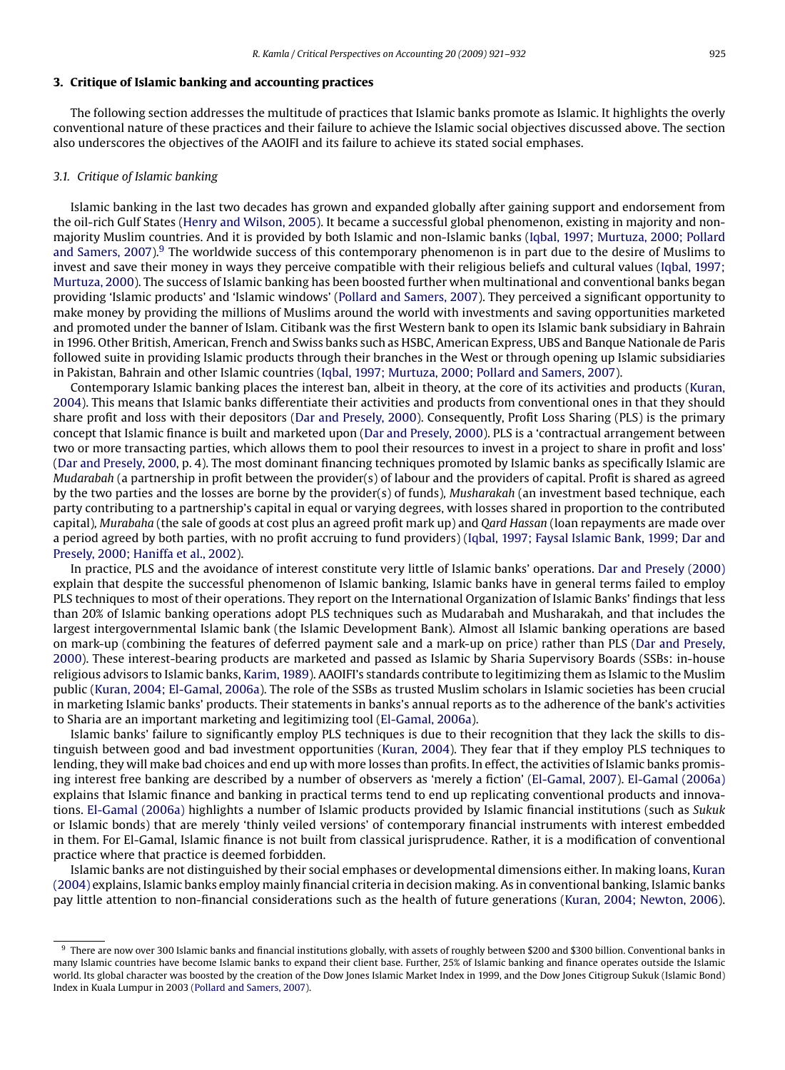## 3. Critique of Islamic banking and accounting practices

The following section addresses the multitude of practices that Islamic banks promote as Islamic. It highlights the overly conventional nature of these practices and their failure to achieve the Islamic social objectives discussed above. The section also underscores the objectives of the AAOIFI and its failure to achieve its stated social emphases.

### 3.1. Critique of Islamic banking

Islamic banking in the last two decades has grown and expanded globally after gaining support and endorsement from the oil-rich Gulf States (Henry and Wilson, 2005). It became a successful global phenomenon, existing in majority and non-majority Muslim countries. And it is provided by both Islamic and non-Islamic banks (Iqbal, 1997; Murtuza, 2000; Pollard and Samers, 2007).[9] The worldwide success of this contemporary phenomenon is in part due to the desire of Muslims to invest and save their money in ways they perceive compatible with their religious beliefs and cultural values (Iqbal, 1997; Murtuza, 2000). The success of Islamic banking has been boosted further when multinational and conventional banks began providing 'Islamic products' and 'Islamic windows' (Pollard and Samers, 2007). They perceived a significant opportunity to make money by providing the millions of Muslims around the world with investments and saving opportunities marketed and promoted under the banner of Islam. Citibank was the first Western bank to open its Islamic bank subsidiary in Bahrain in 1996. Other British, American, French and Swiss banks such as HSBC, American Express, UBS and Banque Nationale de Paris followed suite in providing Islamic products through their branches in the West or through opening up Islamic subsidiaries in Pakistan, Bahrain and other Islamic countries (Iqbal, 1997; Murtuza, 2000; Pollard and Samers, 2007).

Contemporary Islamic banking places the interest ban, albeit in theory, at the core of its activities and products (Kuran, 2004). This means that Islamic banks differentiate their activities and products from conventional ones in that they should share profit and loss with their depositors (Dar and Presely, 2000). Consequently, Profit Loss Sharing (PLS) is the primary concept that Islamic finance is built and marketed upon (Dar and Presely, 2000). PLS is a 'contractual arrangement between two or more transacting parties, which allows them to pool their resources to invest in a project to share in profit and loss' (Dar and Presely, 2000, p. 4). The most dominant financing techniques promoted by Islamic banks as specifically Islamic are *Mudarabah* (a partnership in profit between the provider(s) of labour and the providers of capital. Profit is shared as agreed by the two parties and the losses are borne by the provider(s) of funds), *Musharakah* (an investment based technique, each party contributing to a partnership's capital in equal or varying degrees, with losses shared in proportion to the contributed capital), *Murabaha* (the sale of goods at cost plus an agreed profit mark up) and *Qard Hassan* (loan repayments are made over a period agreed by both parties, with no profit accruing to fund providers) (Iqbal, 1997; Faysal Islamic Bank, 1999; Dar and Presely, 2000; Haniffa et al., 2002).

In practice, PLS and the avoidance of interest constitute very little of Islamic banks' operations. Dar and Presely (2000) explain that despite the successful phenomenon of Islamic banking, Islamic banks have in general terms failed to employ PLS techniques to most of their operations. They report on the International Organization of Islamic Banks' findings that less than 20% of Islamic banking operations adopt PLS techniques such as Mudarabah and Musharakah, and that includes the largest intergovernmental Islamic bank (the Islamic Development Bank). Almost all Islamic banking operations are based on mark-up (combining the features of deferred payment sale and a mark-up on price) rather than PLS (Dar and Presely, 2000). These interest-bearing products are marketed and passed as Islamic by Sharia Supervisory Boards (SSBs: in-house religious advisors to Islamic banks, Karim, 1989). AAOIFI's standards contribute to legitimizing them as Islamic to the Muslim public (Kuran, 2004; El-Gamal, 2006a). The role of the SSBs as trusted Muslim scholars in Islamic societies has been crucial in marketing Islamic banks' products. Their statements in banks's annual reports as to the adherence of the bank's activities to Sharia are an important marketing and legitimizing tool (El-Gamal, 2006a).

Islamic banks' failure to significantly employ PLS techniques is due to their recognition that they lack the skills to distinguish between good and bad investment opportunities (Kuran, 2004). They fear that if they employ PLS techniques to lending, they will make bad choices and end up with more losses than profits. In effect, the activities of Islamic banks promising interest free banking are described by a number of observers as 'merely a fiction' (El-Gamal, 2007). El-Gamal (2006a) explains that Islamic finance and banking in practical terms tend to end up replicating conventional products and innovations. El-Gamal (2006a) highlights a number of Islamic products provided by Islamic financial institutions (such as *Sukuk* or Islamic bonds) that are merely 'thinly veiled versions' of contemporary financial instruments with interest embedded in them. For El-Gamal, Islamic finance is not built from classical jurisprudence. Rather, it is a modification of conventional practice where that practice is deemed forbidden.

Islamic banks are not distinguished by their social emphases or developmental dimensions either. In making loans, Kuran (2004) explains, Islamic banks employ mainly financial criteria in decision making. As in conventional banking, Islamic banks pay little attention to non-financial considerations such as the health of future generations (Kuran, 2004; Newton, 2006).

---

[9] There are now over 300 Islamic banks and financial institutions globally, with assets of roughly between $200 and $300 billion. Conventional banks in many Islamic countries have become Islamic banks to expand their client base. Further, 25% of Islamic banking and finance operates outside the Islamic world. Its global character was boosted by the creation of the Dow Jones Islamic Market Index in 1999, and the Dow Jones Citigroup Sukuk (Islamic Bond) Index in Kuala Lumpur in 2003 (Pollard and Samers, 2007).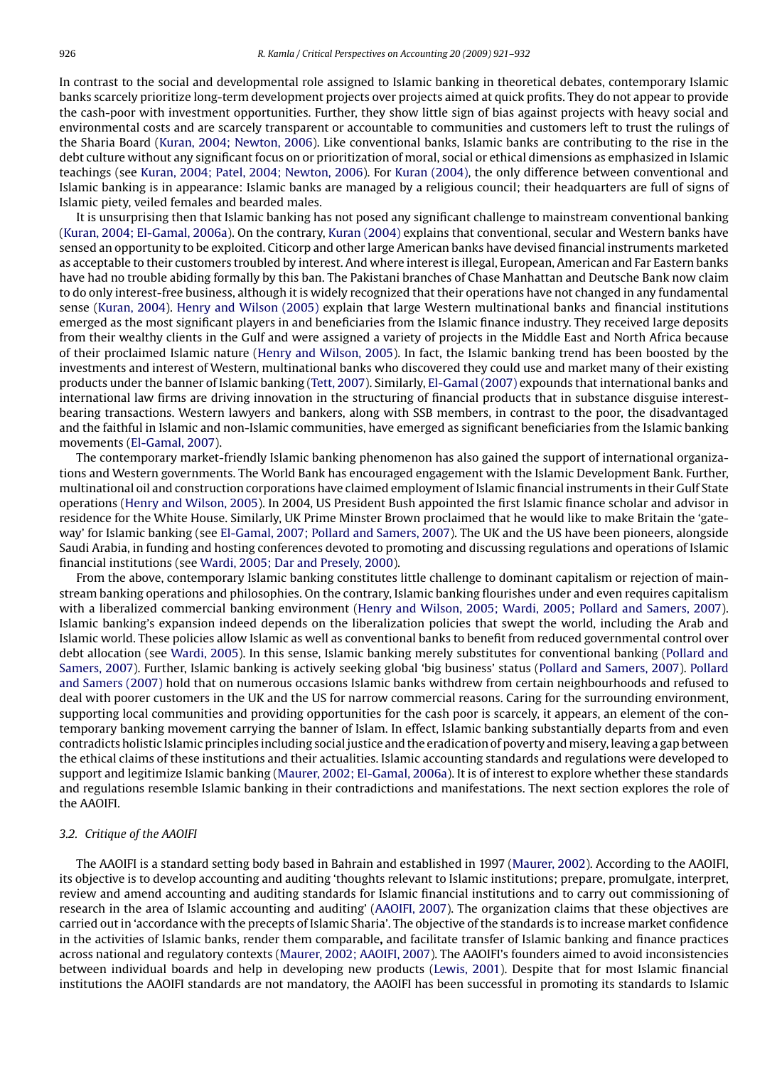In contrast to the social and developmental role assigned to Islamic banking in theoretical debates, contemporary Islamic banks scarcely prioritize long-term development projects over projects aimed at quick profits. They do not appear to provide the cash-poor with investment opportunities. Further, they show little sign of bias against projects with heavy social and environmental costs and are scarcely transparent or accountable to communities and customers left to trust the rulings of the Sharia Board (Kuran, 2004; Newton, 2006). Like conventional banks, Islamic banks are contributing to the rise in the debt culture without any significant focus on or prioritization of moral, social or ethical dimensions as emphasized in Islamic teachings (see Kuran, 2004; Patel, 2004; Newton, 2006). For Kuran (2004), the only difference between conventional and Islamic banking is in appearance: Islamic banks are managed by a religious council; their headquarters are full of signs of Islamic piety, veiled females and bearded males.

It is unsurprising then that Islamic banking has not posed any significant challenge to mainstream conventional banking (Kuran, 2004; El-Gamal, 2006a). On the contrary, Kuran (2004) explains that conventional, secular and Western banks have sensed an opportunity to be exploited. Citicorp and other large American banks have devised financial instruments marketed as acceptable to their customers troubled by interest. And where interest is illegal, European, American and Far Eastern banks have had no trouble abiding formally by this ban. The Pakistani branches of Chase Manhattan and Deutsche Bank now claim to do only interest-free business, although it is widely recognized that their operations have not changed in any fundamental sense (Kuran, 2004). Henry and Wilson (2005) explain that large Western multinational banks and financial institutions emerged as the most significant players in and beneficiaries from the Islamic finance industry. They received large deposits from their wealthy clients in the Gulf and were assigned a variety of projects in the Middle East and North Africa because of their proclaimed Islamic nature (Henry and Wilson, 2005). In fact, the Islamic banking trend has been boosted by the investments and interest of Western, multinational banks who discovered they could use and market many of their existing products under the banner of Islamic banking (Tett, 2007). Similarly, El-Gamal (2007) expounds that international banks and international law firms are driving innovation in the structuring of financial products that in substance disguise interest-bearing transactions. Western lawyers and bankers, along with SSB members, in contrast to the poor, the disadvantaged and the faithful in Islamic and non-Islamic communities, have emerged as significant beneficiaries from the Islamic banking movements (El-Gamal, 2007).

The contemporary market-friendly Islamic banking phenomenon has also gained the support of international organizations and Western governments. The World Bank has encouraged engagement with the Islamic Development Bank. Further, multinational oil and construction corporations have claimed employment of Islamic financial instruments in their Gulf State operations (Henry and Wilson, 2005). In 2004, US President Bush appointed the first Islamic finance scholar and advisor in residence for the White House. Similarly, UK Prime Minster Brown proclaimed that he would like to make Britain the 'gateway' for Islamic banking (see El-Gamal, 2007; Pollard and Samers, 2007). The UK and the US have been pioneers, alongside Saudi Arabia, in funding and hosting conferences devoted to promoting and discussing regulations and operations of Islamic financial institutions (see Wardi, 2005; Dar and Presely, 2000).

From the above, contemporary Islamic banking constitutes little challenge to dominant capitalism or rejection of mainstream banking operations and philosophies. On the contrary, Islamic banking flourishes under and even requires capitalism with a liberalized commercial banking environment (Henry and Wilson, 2005; Wardi, 2005; Pollard and Samers, 2007). Islamic banking's expansion indeed depends on the liberalization policies that swept the world, including the Arab and Islamic world. These policies allow Islamic as well as conventional banks to benefit from reduced governmental control over debt allocation (see Wardi, 2005). In this sense, Islamic banking merely substitutes for conventional banking (Pollard and Samers, 2007). Further, Islamic banking is actively seeking global 'big business' status (Pollard and Samers, 2007). Pollard and Samers (2007) hold that on numerous occasions Islamic banks withdrew from certain neighbourhoods and refused to deal with poorer customers in the UK and the US for narrow commercial reasons. Caring for the surrounding environment, supporting local communities and providing opportunities for the cash poor is scarcely, it appears, an element of the contemporary banking movement carrying the banner of Islam. In effect, Islamic banking substantially departs from and even contradicts holistic Islamic principles including social justice and the eradication of poverty and misery, leaving a gap between the ethical claims of these institutions and their actualities. Islamic accounting standards and regulations were developed to support and legitimize Islamic banking (Maurer, 2002; El-Gamal, 2006a). It is of interest to explore whether these standards and regulations resemble Islamic banking in their contradictions and manifestations. The next section explores the role of the AAOIFI.

### *3.2. Critique of the AAOIFI*

The AAOIFI is a standard setting body based in Bahrain and established in 1997 (Maurer, 2002). According to the AAOIFI, its objective is to develop accounting and auditing 'thoughts relevant to Islamic institutions; prepare, promulgate, interpret, review and amend accounting and auditing standards for Islamic financial institutions and to carry out commissioning of research in the area of Islamic accounting and auditing' (AAOIFI, 2007). The organization claims that these objectives are carried out in 'accordance with the precepts of Islamic Sharia'. The objective of the standards is to increase market confidence in the activities of Islamic banks, render them comparable**,** and facilitate transfer of Islamic banking and finance practices across national and regulatory contexts (Maurer, 2002; AAOIFI, 2007). The AAOIFI's founders aimed to avoid inconsistencies between individual boards and help in developing new products (Lewis, 2001). Despite that for most Islamic financial institutions the AAOIFI standards are not mandatory, the AAOIFI has been successful in promoting its standards to Islamic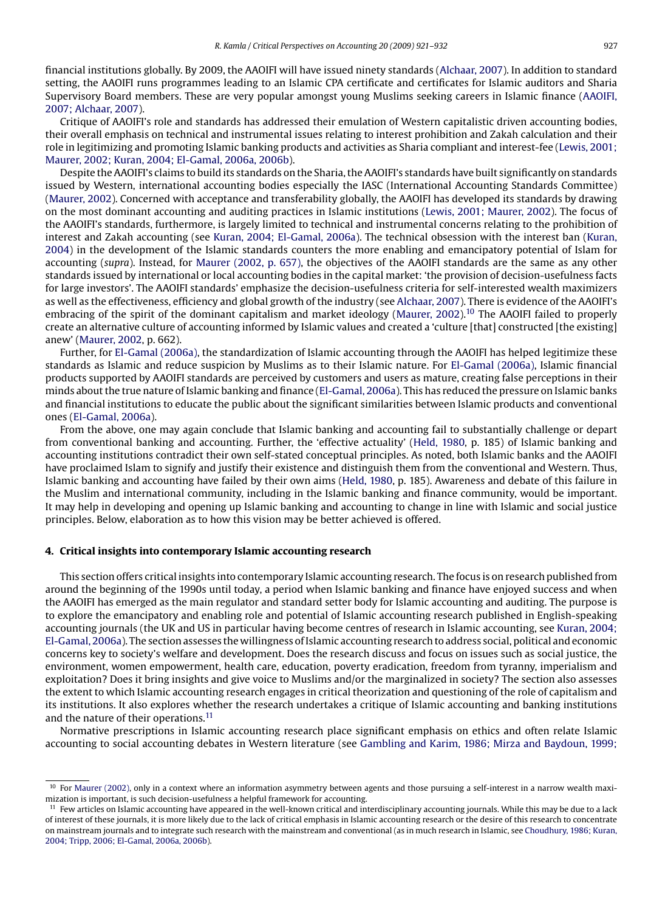financial institutions globally. By 2009, the AAOIFI will have issued ninety standards (Alchaar, 2007). In addition to standard setting, the AAOIFI runs programmes leading to an Islamic CPA certificate and certificates for Islamic auditors and Sharia Supervisory Board members. These are very popular amongst young Muslims seeking careers in Islamic finance (AAOIFI, 2007; Alchaar, 2007).

Critique of AAOIFI's role and standards has addressed their emulation of Western capitalistic driven accounting bodies, their overall emphasis on technical and instrumental issues relating to interest prohibition and Zakah calculation and their role in legitimizing and promoting Islamic banking products and activities as Sharia compliant and interest-fee (Lewis, 2001; Maurer, 2002; Kuran, 2004; El-Gamal, 2006a, 2006b).

Despite the AAOIFI's claims to build its standards on the Sharia, the AAOIFI's standards have built significantly on standards issued by Western, international accounting bodies especially the IASC (International Accounting Standards Committee) (Maurer, 2002). Concerned with acceptance and transferability globally, the AAOIFI has developed its standards by drawing on the most dominant accounting and auditing practices in Islamic institutions (Lewis, 2001; Maurer, 2002). The focus of the AAOIFI's standards, furthermore, is largely limited to technical and instrumental concerns relating to the prohibition of interest and Zakah accounting (see Kuran, 2004; El-Gamal, 2006a). The technical obsession with the interest ban (Kuran, 2004) in the development of the Islamic standards counters the more enabling and emancipatory potential of Islam for accounting (*supra*). Instead, for Maurer (2002, p. 657), the objectives of the AAOIFI standards are the same as any other standards issued by international or local accounting bodies in the capital market: 'the provision of decision-usefulness facts for large investors'. The AAOIFI standards' emphasize the decision-usefulness criteria for self-interested wealth maximizers as well as the effectiveness, efficiency and global growth of the industry (see Alchaar, 2007). There is evidence of the AAOIFI's embracing of the spirit of the dominant capitalism and market ideology (Maurer, 2002).[10] The AAOIFI failed to properly create an alternative culture of accounting informed by Islamic values and created a 'culture [that] constructed [the existing] anew' (Maurer, 2002, p. 662).

Further, for El-Gamal (2006a), the standardization of Islamic accounting through the AAOIFI has helped legitimize these standards as Islamic and reduce suspicion by Muslims as to their Islamic nature. For El-Gamal (2006a), Islamic financial products supported by AAOIFI standards are perceived by customers and users as mature, creating false perceptions in their minds about the true nature of Islamic banking and finance (El-Gamal, 2006a). This has reduced the pressure on Islamic banks and financial institutions to educate the public about the significant similarities between Islamic products and conventional ones (El-Gamal, 2006a).

From the above, one may again conclude that Islamic banking and accounting fail to substantially challenge or depart from conventional banking and accounting. Further, the 'effective actuality' (Held, 1980, p. 185) of Islamic banking and accounting institutions contradict their own self-stated conceptual principles. As noted, both Islamic banks and the AAOIFI have proclaimed Islam to signify and justify their existence and distinguish them from the conventional and Western. Thus, Islamic banking and accounting have failed by their own aims (Held, 1980, p. 185). Awareness and debate of this failure in the Muslim and international community, including in the Islamic banking and finance community, would be important. It may help in developing and opening up Islamic banking and accounting to change in line with Islamic and social justice principles. Below, elaboration as to how this vision may be better achieved is offered.

## 4. Critical insights into contemporary Islamic accounting research

This section offers critical insights into contemporary Islamic accounting research. The focus is on research published from around the beginning of the 1990s until today, a period when Islamic banking and finance have enjoyed success and when the AAOIFI has emerged as the main regulator and standard setter body for Islamic accounting and auditing. The purpose is to explore the emancipatory and enabling role and potential of Islamic accounting research published in English-speaking accounting journals (the UK and US in particular having become centres of research in Islamic accounting, see Kuran, 2004; El-Gamal, 2006a). The section assesses the willingness of Islamic accounting research to address social, political and economic concerns key to society's welfare and development. Does the research discuss and focus on issues such as social justice, the environment, women empowerment, health care, education, poverty eradication, freedom from tyranny, imperialism and exploitation? Does it bring insights and give voice to Muslims and/or the marginalized in society? The section also assesses the extent to which Islamic accounting research engages in critical theorization and questioning of the role of capitalism and its institutions. It also explores whether the research undertakes a critique of Islamic accounting and banking institutions and the nature of their operations.[11]

Normative prescriptions in Islamic accounting research place significant emphasis on ethics and often relate Islamic accounting to social accounting debates in Western literature (see Gambling and Karim, 1986; Mirza and Baydoun, 1999;

---

[10] For Maurer (2002), only in a context where an information asymmetry between agents and those pursuing a self-interest in a narrow wealth maximization is important, is such decision-usefulness a helpful framework for accounting.

[11] Few articles on Islamic accounting have appeared in the well-known critical and interdisciplinary accounting journals. While this may be due to a lack of interest of these journals, it is more likely due to the lack of critical emphasis in Islamic accounting research or the desire of this research to concentrate on mainstream journals and to integrate such research with the mainstream and conventional (as in much research in Islamic, see Choudhury, 1986; Kuran, 2004; Tripp, 2006; El-Gamal, 2006a, 2006b).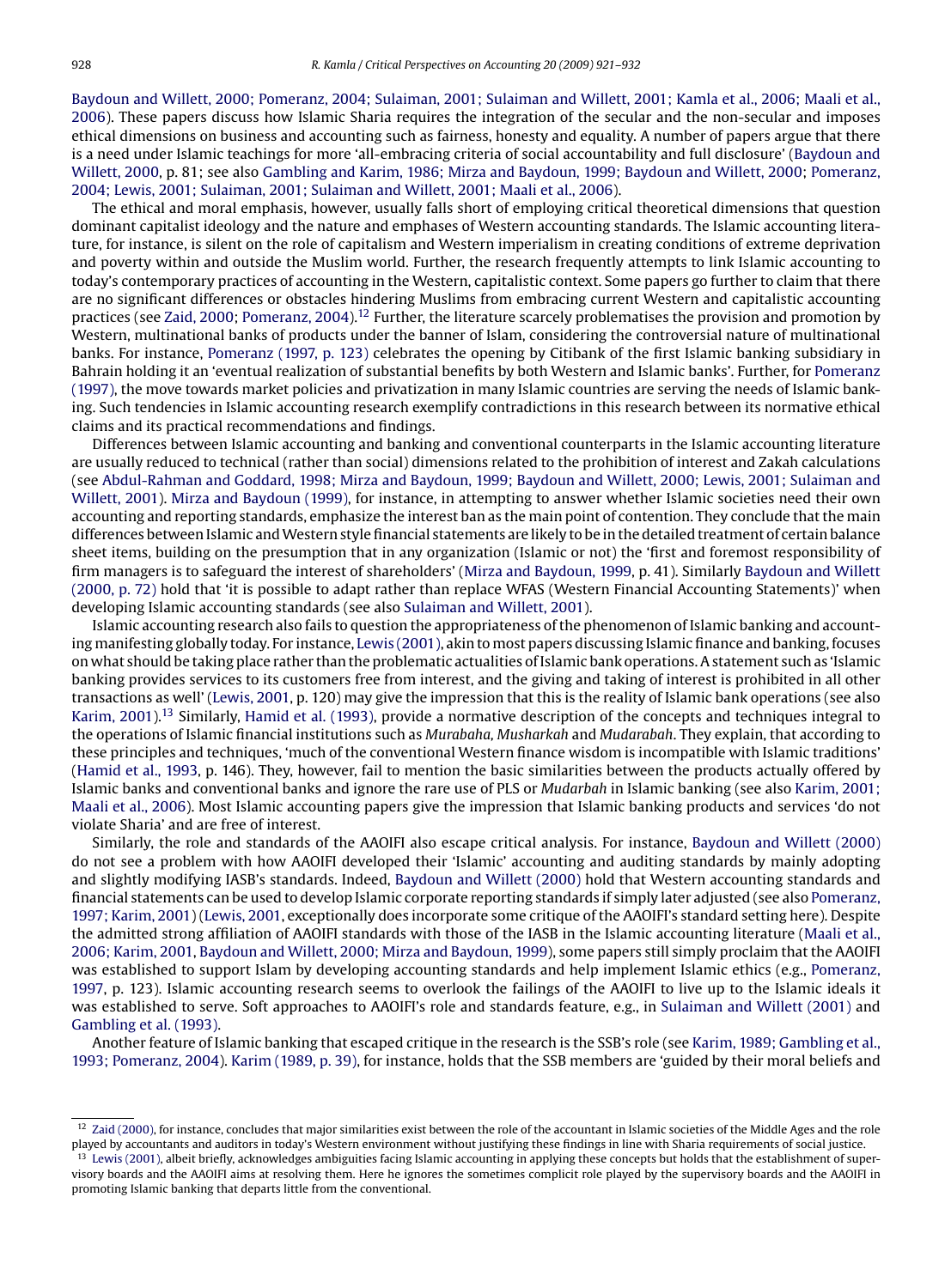Baydoun and Willett, 2000; Pomeranz, 2004; Sulaiman, 2001; Sulaiman and Willett, 2001; Kamla et al., 2006; Maali et al., 2006). These papers discuss how Islamic Sharia requires the integration of the secular and the non-secular and imposes ethical dimensions on business and accounting such as fairness, honesty and equality. A number of papers argue that there is a need under Islamic teachings for more 'all-embracing criteria of social accountability and full disclosure' (Baydoun and Willett, 2000, p. 81; see also Gambling and Karim, 1986; Mirza and Baydoun, 1999; Baydoun and Willett, 2000; Pomeranz, 2004; Lewis, 2001; Sulaiman, 2001; Sulaiman and Willett, 2001; Maali et al., 2006).

The ethical and moral emphasis, however, usually falls short of employing critical theoretical dimensions that question dominant capitalist ideology and the nature and emphases of Western accounting standards. The Islamic accounting literature, for instance, is silent on the role of capitalism and Western imperialism in creating conditions of extreme deprivation and poverty within and outside the Muslim world. Further, the research frequently attempts to link Islamic accounting to today's contemporary practices of accounting in the Western, capitalistic context. Some papers go further to claim that there are no significant differences or obstacles hindering Muslims from embracing current Western and capitalistic accounting practices (see Zaid, 2000; Pomeranz, 2004).[12] Further, the literature scarcely problematises the provision and promotion by Western, multinational banks of products under the banner of Islam, considering the controversial nature of multinational banks. For instance, Pomeranz (1997, p. 123) celebrates the opening by Citibank of the first Islamic banking subsidiary in Bahrain holding it an 'eventual realization of substantial benefits by both Western and Islamic banks'. Further, for Pomeranz (1997), the move towards market policies and privatization in many Islamic countries are serving the needs of Islamic banking. Such tendencies in Islamic accounting research exemplify contradictions in this research between its normative ethical claims and its practical recommendations and findings.

Differences between Islamic accounting and banking and conventional counterparts in the Islamic accounting literature are usually reduced to technical (rather than social) dimensions related to the prohibition of interest and Zakah calculations (see Abdul-Rahman and Goddard, 1998; Mirza and Baydoun, 1999; Baydoun and Willett, 2000; Lewis, 2001; Sulaiman and Willett, 2001). Mirza and Baydoun (1999), for instance, in attempting to answer whether Islamic societies need their own accounting and reporting standards, emphasize the interest ban as the main point of contention. They conclude that the main differences between Islamic and Western style financial statements are likely to be in the detailed treatment of certain balance sheet items, building on the presumption that in any organization (Islamic or not) the 'first and foremost responsibility of firm managers is to safeguard the interest of shareholders' (Mirza and Baydoun, 1999, p. 41). Similarly Baydoun and Willett (2000, p. 72) hold that 'it is possible to adapt rather than replace WFAS (Western Financial Accounting Statements)' when developing Islamic accounting standards (see also Sulaiman and Willett, 2001).

Islamic accounting research also fails to question the appropriateness of the phenomenon of Islamic banking and accounting manifesting globally today. For instance, Lewis (2001), akin to most papers discussing Islamic finance and banking, focuses on what should be taking place rather than the problematic actualities of Islamic bank operations. A statement such as 'Islamic banking provides services to its customers free from interest, and the giving and taking of interest is prohibited in all other transactions as well' (Lewis, 2001, p. 120) may give the impression that this is the reality of Islamic bank operations (see also Karim, 2001).[13] Similarly, Hamid et al. (1993), provide a normative description of the concepts and techniques integral to the operations of Islamic financial institutions such as *Murabaha, Musharkah* and *Mudarabah*. They explain, that according to these principles and techniques, 'much of the conventional Western finance wisdom is incompatible with Islamic traditions' (Hamid et al., 1993, p. 146). They, however, fail to mention the basic similarities between the products actually offered by Islamic banks and conventional banks and ignore the rare use of PLS or *Mudarbah* in Islamic banking (see also Karim, 2001; Maali et al., 2006). Most Islamic accounting papers give the impression that Islamic banking products and services 'do not violate Sharia' and are free of interest.

Similarly, the role and standards of the AAOIFI also escape critical analysis. For instance, Baydoun and Willett (2000) do not see a problem with how AAOIFI developed their 'Islamic' accounting and auditing standards by mainly adopting and slightly modifying IASB's standards. Indeed, Baydoun and Willett (2000) hold that Western accounting standards and financial statements can be used to develop Islamic corporate reporting standards if simply later adjusted (see also Pomeranz, 1997; Karim, 2001) (Lewis, 2001, exceptionally does incorporate some critique of the AAOIFI's standard setting here). Despite the admitted strong affiliation of AAOIFI standards with those of the IASB in the Islamic accounting literature (Maali et al., 2006; Karim, 2001, Baydoun and Willett, 2000; Mirza and Baydoun, 1999), some papers still simply proclaim that the AAOIFI was established to support Islam by developing accounting standards and help implement Islamic ethics (e.g., Pomeranz, 1997, p. 123). Islamic accounting research seems to overlook the failings of the AAOIFI to live up to the Islamic ideals it was established to serve. Soft approaches to AAOIFI's role and standards feature, e.g., in Sulaiman and Willett (2001) and Gambling et al. (1993).

Another feature of Islamic banking that escaped critique in the research is the SSB's role (see Karim, 1989; Gambling et al., 1993; Pomeranz, 2004). Karim (1989, p. 39), for instance, holds that the SSB members are 'guided by their moral beliefs and

---

[12] Zaid (2000), for instance, concludes that major similarities exist between the role of the accountant in Islamic societies of the Middle Ages and the role played by accountants and auditors in today's Western environment without justifying these findings in line with Sharia requirements of social justice.

[13] Lewis (2001), albeit briefly, acknowledges ambiguities facing Islamic accounting in applying these concepts but holds that the establishment of supervisory boards and the AAOIFI aims at resolving them. Here he ignores the sometimes complicit role played by the supervisory boards and the AAOIFI in promoting Islamic banking that departs little from the conventional.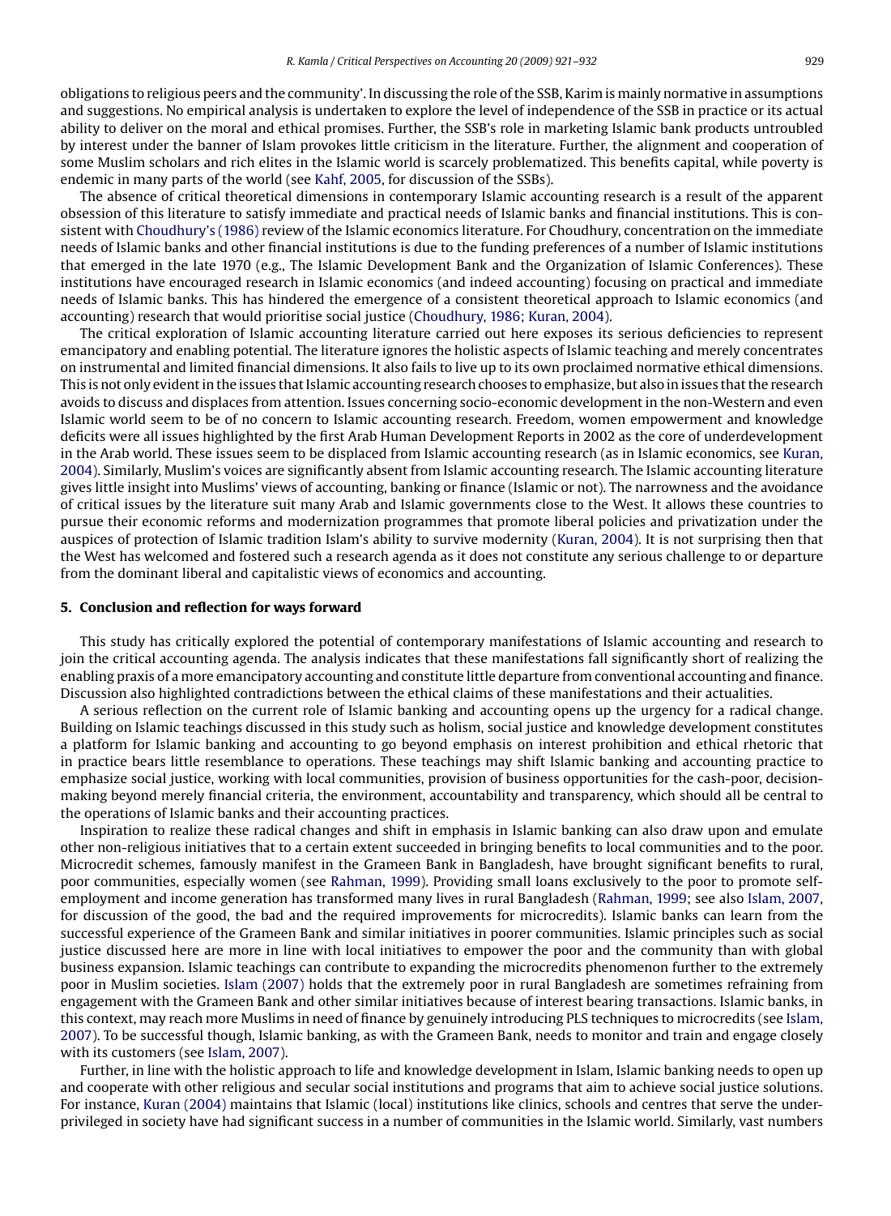obligations to religious peers and the community'. In discussing the role of the SSB, Karim is mainly normative in assumptions and suggestions. No empirical analysis is undertaken to explore the level of independence of the SSB in practice or its actual ability to deliver on the moral and ethical promises. Further, the SSB's role in marketing Islamic bank products untroubled by interest under the banner of Islam provokes little criticism in the literature. Further, the alignment and cooperation of some Muslim scholars and rich elites in the Islamic world is scarcely problematized. This benefits capital, while poverty is endemic in many parts of the world (see Kahf, 2005, for discussion of the SSBs).

The absence of critical theoretical dimensions in contemporary Islamic accounting research is a result of the apparent obsession of this literature to satisfy immediate and practical needs of Islamic banks and financial institutions. This is consistent with Choudhury's (1986) review of the Islamic economics literature. For Choudhury, concentration on the immediate needs of Islamic banks and other financial institutions is due to the funding preferences of a number of Islamic institutions that emerged in the late 1970 (e.g., The Islamic Development Bank and the Organization of Islamic Conferences). These institutions have encouraged research in Islamic economics (and indeed accounting) focusing on practical and immediate needs of Islamic banks. This has hindered the emergence of a consistent theoretical approach to Islamic economics (and accounting) research that would prioritise social justice (Choudhury, 1986; Kuran, 2004).

The critical exploration of Islamic accounting literature carried out here exposes its serious deficiencies to represent emancipatory and enabling potential. The literature ignores the holistic aspects of Islamic teaching and merely concentrates on instrumental and limited financial dimensions. It also fails to live up to its own proclaimed normative ethical dimensions. This is not only evident in the issues that Islamic accounting research chooses to emphasize, but also in issues that the research avoids to discuss and displaces from attention. Issues concerning socio-economic development in the non-Western and even Islamic world seem to be of no concern to Islamic accounting research. Freedom, women empowerment and knowledge deficits were all issues highlighted by the first Arab Human Development Reports in 2002 as the core of underdevelopment in the Arab world. These issues seem to be displaced from Islamic accounting research (as in Islamic economics, see Kuran, 2004). Similarly, Muslim's voices are significantly absent from Islamic accounting research. The Islamic accounting literature gives little insight into Muslims' views of accounting, banking or finance (Islamic or not). The narrowness and the avoidance of critical issues by the literature suit many Arab and Islamic governments close to the West. It allows these countries to pursue their economic reforms and modernization programmes that promote liberal policies and privatization under the auspices of protection of Islamic tradition Islam's ability to survive modernity (Kuran, 2004). It is not surprising then that the West has welcomed and fostered such a research agenda as it does not constitute any serious challenge to or departure from the dominant liberal and capitalistic views of economics and accounting.

## 5. Conclusion and reflection for ways forward

This study has critically explored the potential of contemporary manifestations of Islamic accounting and research to join the critical accounting agenda. The analysis indicates that these manifestations fall significantly short of realizing the enabling praxis of a more emancipatory accounting and constitute little departure from conventional accounting and finance. Discussion also highlighted contradictions between the ethical claims of these manifestations and their actualities.

A serious reflection on the current role of Islamic banking and accounting opens up the urgency for a radical change. Building on Islamic teachings discussed in this study such as holism, social justice and knowledge development constitutes a platform for Islamic banking and accounting to go beyond emphasis on interest prohibition and ethical rhetoric that in practice bears little resemblance to operations. These teachings may shift Islamic banking and accounting practice to emphasize social justice, working with local communities, provision of business opportunities for the cash-poor, decision-making beyond merely financial criteria, the environment, accountability and transparency, which should all be central to the operations of Islamic banks and their accounting practices.

Inspiration to realize these radical changes and shift in emphasis in Islamic banking can also draw upon and emulate other non-religious initiatives that to a certain extent succeeded in bringing benefits to local communities and to the poor. Microcredit schemes, famously manifest in the Grameen Bank in Bangladesh, have brought significant benefits to rural, poor communities, especially women (see Rahman, 1999). Providing small loans exclusively to the poor to promote self-employment and income generation has transformed many lives in rural Bangladesh (Rahman, 1999; see also Islam, 2007, for discussion of the good, the bad and the required improvements for microcredits). Islamic banks can learn from the successful experience of the Grameen Bank and similar initiatives in poorer communities. Islamic principles such as social justice discussed here are more in line with local initiatives to empower the poor and the community than with global business expansion. Islamic teachings can contribute to expanding the microcredits phenomenon further to the extremely poor in Muslim societies. Islam (2007) holds that the extremely poor in rural Bangladesh are sometimes refraining from engagement with the Grameen Bank and other similar initiatives because of interest bearing transactions. Islamic banks, in this context, may reach more Muslims in need of finance by genuinely introducing PLS techniques to microcredits (see Islam, 2007). To be successful though, Islamic banking, as with the Grameen Bank, needs to monitor and train and engage closely with its customers (see Islam, 2007).

Further, in line with the holistic approach to life and knowledge development in Islam, Islamic banking needs to open up and cooperate with other religious and secular social institutions and programs that aim to achieve social justice solutions. For instance, Kuran (2004) maintains that Islamic (local) institutions like clinics, schools and centres that serve the underprivileged in society have had significant success in a number of communities in the Islamic world. Similarly, vast numbers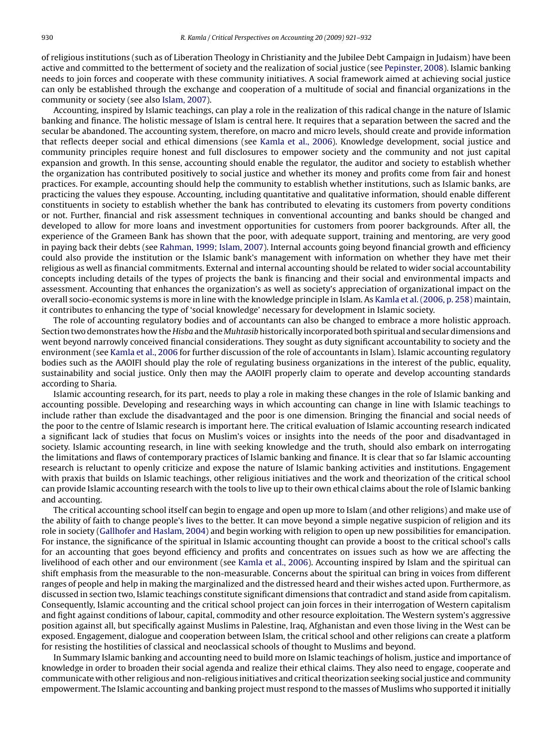of religious institutions (such as of Liberation Theology in Christianity and the Jubilee Debt Campaign in Judaism) have been active and committed to the betterment of society and the realization of social justice (see Pepinster, 2008). Islamic banking needs to join forces and cooperate with these community initiatives. A social framework aimed at achieving social justice can only be established through the exchange and cooperation of a multitude of social and financial organizations in the community or society (see also Islam, 2007).

Accounting, inspired by Islamic teachings, can play a role in the realization of this radical change in the nature of Islamic banking and finance. The holistic message of Islam is central here. It requires that a separation between the sacred and the secular be abandoned. The accounting system, therefore, on macro and micro levels, should create and provide information that reflects deeper social and ethical dimensions (see Kamla et al., 2006). Knowledge development, social justice and community principles require honest and full disclosures to empower society and the community and not just capital expansion and growth. In this sense, accounting should enable the regulator, the auditor and society to establish whether the organization has contributed positively to social justice and whether its money and profits come from fair and honest practices. For example, accounting should help the community to establish whether institutions, such as Islamic banks, are practicing the values they espouse. Accounting, including quantitative and qualitative information, should enable different constituents in society to establish whether the bank has contributed to elevating its customers from poverty conditions or not. Further, financial and risk assessment techniques in conventional accounting and banks should be changed and developed to allow for more loans and investment opportunities for customers from poorer backgrounds. After all, the experience of the Grameen Bank has shown that the poor, with adequate support, training and mentoring, are very good in paying back their debts (see Rahman, 1999; Islam, 2007). Internal accounts going beyond financial growth and efficiency could also provide the institution or the Islamic bank's management with information on whether they have met their religious as well as financial commitments. External and internal accounting should be related to wider social accountability concepts including details of the types of projects the bank is financing and their social and environmental impacts and assessment. Accounting that enhances the organization's as well as society's appreciation of organizational impact on the overall socio-economic systems is more in line with the knowledge principle in Islam. As Kamla et al. (2006, p. 258) maintain, it contributes to enhancing the type of 'social knowledge' necessary for development in Islamic society.

The role of accounting regulatory bodies and of accountants can also be changed to embrace a more holistic approach. Section two demonstrates how the *Hisba* and the *Muhtasib* historically incorporated both spiritual and secular dimensions and went beyond narrowly conceived financial considerations. They sought as duty significant accountability to society and the environment (see Kamla et al., 2006 for further discussion of the role of accountants in Islam). Islamic accounting regulatory bodies such as the AAOIFI should play the role of regulating business organizations in the interest of the public, equality, sustainability and social justice. Only then may the AAOIFI properly claim to operate and develop accounting standards according to Sharia.

Islamic accounting research, for its part, needs to play a role in making these changes in the role of Islamic banking and accounting possible. Developing and researching ways in which accounting can change in line with Islamic teachings to include rather than exclude the disadvantaged and the poor is one dimension. Bringing the financial and social needs of the poor to the centre of Islamic research is important here. The critical evaluation of Islamic accounting research indicated a significant lack of studies that focus on Muslim's voices or insights into the needs of the poor and disadvantaged in society. Islamic accounting research, in line with seeking knowledge and the truth, should also embark on interrogating the limitations and flaws of contemporary practices of Islamic banking and finance. It is clear that so far Islamic accounting research is reluctant to openly criticize and expose the nature of Islamic banking activities and institutions. Engagement with praxis that builds on Islamic teachings, other religious initiatives and the work and theorization of the critical school can provide Islamic accounting research with the tools to live up to their own ethical claims about the role of Islamic banking and accounting.

The critical accounting school itself can begin to engage and open up more to Islam (and other religions) and make use of the ability of faith to change people's lives to the better. It can move beyond a simple negative suspicion of religion and its role in society (Gallhofer and Haslam, 2004) and begin working with religion to open up new possibilities for emancipation. For instance, the significance of the spiritual in Islamic accounting thought can provide a boost to the critical school's calls for an accounting that goes beyond efficiency and profits and concentrates on issues such as how we are affecting the livelihood of each other and our environment (see Kamla et al., 2006). Accounting inspired by Islam and the spiritual can shift emphasis from the measurable to the non-measurable. Concerns about the spiritual can bring in voices from different ranges of people and help in making the marginalized and the distressed heard and their wishes acted upon. Furthermore, as discussed in section two, Islamic teachings constitute significant dimensions that contradict and stand aside from capitalism. Consequently, Islamic accounting and the critical school project can join forces in their interrogation of Western capitalism and fight against conditions of labour, capital, commodity and other resource exploitation. The Western system's aggressive position against all, but specifically against Muslims in Palestine, Iraq, Afghanistan and even those living in the West can be exposed. Engagement, dialogue and cooperation between Islam, the critical school and other religions can create a platform for resisting the hostilities of classical and neoclassical schools of thought to Muslims and beyond.

In Summary Islamic banking and accounting need to build more on Islamic teachings of holism, justice and importance of knowledge in order to broaden their social agenda and realize their ethical claims. They also need to engage, cooperate and communicate with other religious and non-religious initiatives and critical theorization seeking social justice and community empowerment. The Islamic accounting and banking project must respond to the masses of Muslims who supported it initially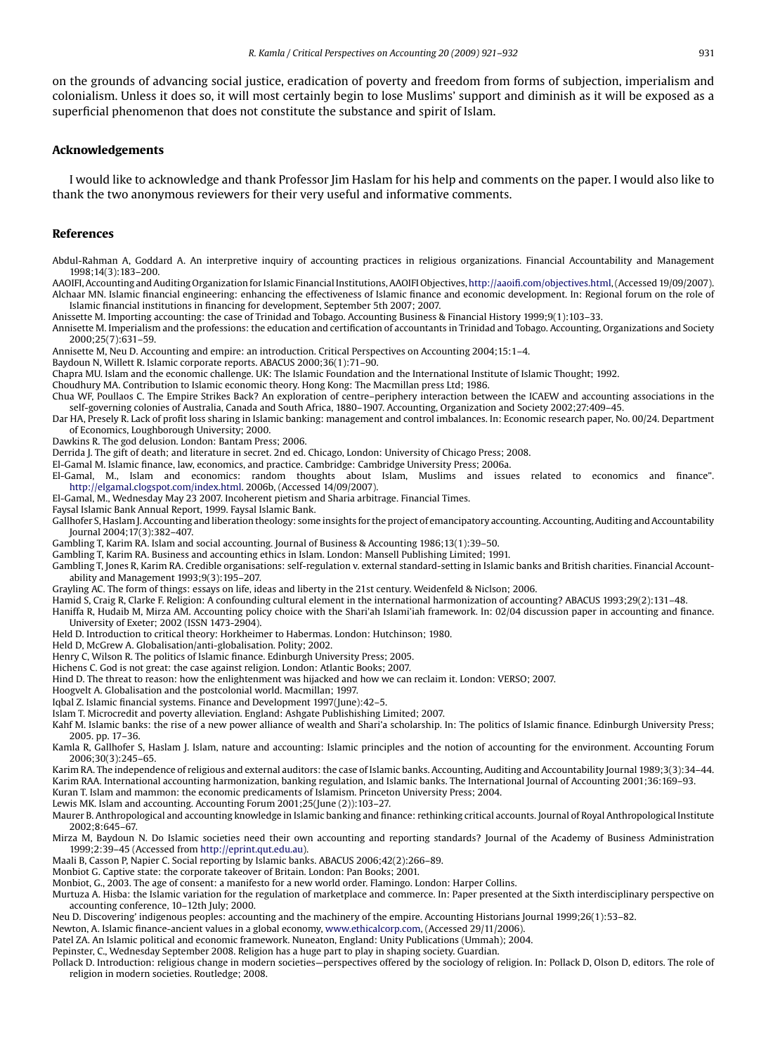on the grounds of advancing social justice, eradication of poverty and freedom from forms of subjection, imperialism and colonialism. Unless it does so, it will most certainly begin to lose Muslims' support and diminish as it will be exposed as a superficial phenomenon that does not constitute the substance and spirit of Islam.

## Acknowledgements

I would like to acknowledge and thank Professor Jim Haslam for his help and comments on the paper. I would also like to thank the two anonymous reviewers for their very useful and informative comments.

## References

Abdul-Rahman A, Goddard A. An interpretive inquiry of accounting practices in religious organizations. Financial Accountability and Management 1998;14(3):183–200.

AAOIFI, Accounting and Auditing Organization for Islamic Financial Institutions, AAOIFI Objectives, http://aaoifi.com/objectives.html, (Accessed 19/09/2007).

Alchaar MN. Islamic financial engineering: enhancing the effectiveness of Islamic finance and economic development. In: Regional forum on the role of Islamic financial institutions in financing for development, September 5th 2007; 2007.

Anissette M. Importing accounting: the case of Trinidad and Tobago. Accounting Business & Financial History 1999;9(1):103–33.

Annisette M. Imperialism and the professions: the education and certification of accountants in Trinidad and Tobago. Accounting, Organizations and Society 2000;25(7):631–59.

Annisette M, Neu D. Accounting and empire: an introduction. Critical Perspectives on Accounting 2004;15:1–4.

Baydoun N, Willett R. Islamic corporate reports. ABACUS 2000;36(1):71–90.

Chapra MU. Islam and the economic challenge. UK: The Islamic Foundation and the International Institute of Islamic Thought; 1992.

Choudhury MA. Contribution to Islamic economic theory. Hong Kong: The Macmillan press Ltd; 1986.

Chua WF, Poullaos C. The Empire Strikes Back? An exploration of centre–periphery interaction between the ICAEW and accounting associations in the self-governing colonies of Australia, Canada and South Africa, 1880–1907. Accounting, Organization and Society 2002;27:409–45.

Dar HA, Presely R. Lack of profit loss sharing in Islamic banking: management and control imbalances. In: Economic research paper, No. 00/24. Department of Economics, Loughborough University; 2000.

Dawkins R. The god delusion. London: Bantam Press; 2006.

Derrida J. The gift of death; and literature in secret. 2nd ed. Chicago, London: University of Chicago Press; 2008.

El-Gamal M. Islamic finance, law, economics, and practice. Cambridge: Cambridge University Press; 2006a.

El-Gamal, M., Islam and economics: random thoughts about Islam, Muslims and issues related to economics and finance". http://elgamal.clogspot.com/index.html. 2006b, (Accessed 14/09/2007).

El-Gamal, M., Wednesday May 23 2007. Incoherent pietism and Sharia arbitrage. Financial Times.

Faysal Islamic Bank Annual Report, 1999. Faysal Islamic Bank.

Gallhofer S, Haslam J. Accounting and liberation theology: some insights for the project of emancipatory accounting. Accounting, Auditing and Accountability Journal 2004;17(3):382–407.

Gambling T, Karim RA. Islam and social accounting. Journal of Business & Accounting 1986;13(1):39–50.

Gambling T, Karim RA. Business and accounting ethics in Islam. London: Mansell Publishing Limited; 1991.

Gambling T, Jones R, Karim RA. Credible organisations: self-regulation v. external standard-setting in Islamic banks and British charities. Financial Accountability and Management 1993;9(3):195–207.

Grayling AC. The form of things: essays on life, ideas and liberty in the 21st century. Weidenfeld & Niclson; 2006.

Hamid S, Craig R, Clarke F. Religion: A confounding cultural element in the international harmonization of accounting? ABACUS 1993;29(2):131–48.

Haniffa R, Hudaib M, Mirza AM. Accounting policy choice with the Shari'ah Islami'iah framework. In: 02/04 discussion paper in accounting and finance. University of Exeter; 2002 (ISSN 1473-2904).

Held D. Introduction to critical theory: Horkheimer to Habermas. London: Hutchinson; 1980.

Held D, McGrew A. Globalisation/anti-globalisation. Polity; 2002.

Henry C, Wilson R. The politics of Islamic finance. Edinburgh University Press; 2005.

Hichens C. God is not great: the case against religion. London: Atlantic Books; 2007.

Hind D. The threat to reason: how the enlightenment was hijacked and how we can reclaim it. London: VERSO; 2007.

Hoogvelt A. Globalisation and the postcolonial world. Macmillan; 1997.

Iqbal Z. Islamic financial systems. Finance and Development 1997(June):42–5.

Islam T. Microcredit and poverty alleviation. England: Ashgate Publishishing Limited; 2007.

Kahf M. Islamic banks: the rise of a new power alliance of wealth and Shari'a scholarship. In: The politics of Islamic finance. Edinburgh University Press; 2005. pp. 17–36.

Kamla R, Gallhofer S, Haslam J. Islam, nature and accounting: Islamic principles and the notion of accounting for the environment. Accounting Forum 2006;30(3):245–65.

Karim RA. The independence of religious and external auditors: the case of Islamic banks. Accounting, Auditing and Accountability Journal 1989;3(3):34–44.

Karim RAA. International accounting harmonization, banking regulation, and Islamic banks. The International Journal of Accounting 2001;36:169–93.

Kuran T. Islam and mammon: the economic predicaments of Islamism. Princeton University Press; 2004.

Lewis MK. Islam and accounting. Accounting Forum 2001;25(June (2)):103–27.

Maurer B. Anthropological and accounting knowledge in Islamic banking and finance: rethinking critical accounts. Journal of Royal Anthropological Institute 2002;8:645–67.

Mirza M, Baydoun N. Do Islamic societies need their own accounting and reporting standards? Journal of the Academy of Business Administration 1999;2:39–45 (Accessed from http://eprint.qut.edu.au).

Maali B, Casson P, Napier C. Social reporting by Islamic banks. ABACUS 2006;42(2):266–89.

Monbiot G. Captive state: the corporate takeover of Britain. London: Pan Books; 2001.

Monbiot, G., 2003. The age of consent: a manifesto for a new world order. Flamingo. London: Harper Collins.

Murtuza A. Hisba: the Islamic variation for the regulation of marketplace and commerce. In: Paper presented at the Sixth interdisciplinary perspective on accounting conference, 10–12th July; 2000.

Neu D. Discovering' indigenous peoples: accounting and the machinery of the empire. Accounting Historians Journal 1999;26(1):53–82.

Newton, A. Islamic finance-ancient values in a global economy, www.ethicalcorp.com, (Accessed 29/11/2006).

Patel ZA. An Islamic political and economic framework. Nuneaton, England: Unity Publications (Ummah); 2004.

Pepinster, C., Wednesday September 2008. Religion has a huge part to play in shaping society. Guardian.

Pollack D. Introduction: religious change in modern societies—perspectives offered by the sociology of religion. In: Pollack D, Olson D, editors. The role of religion in modern societies. Routledge; 2008.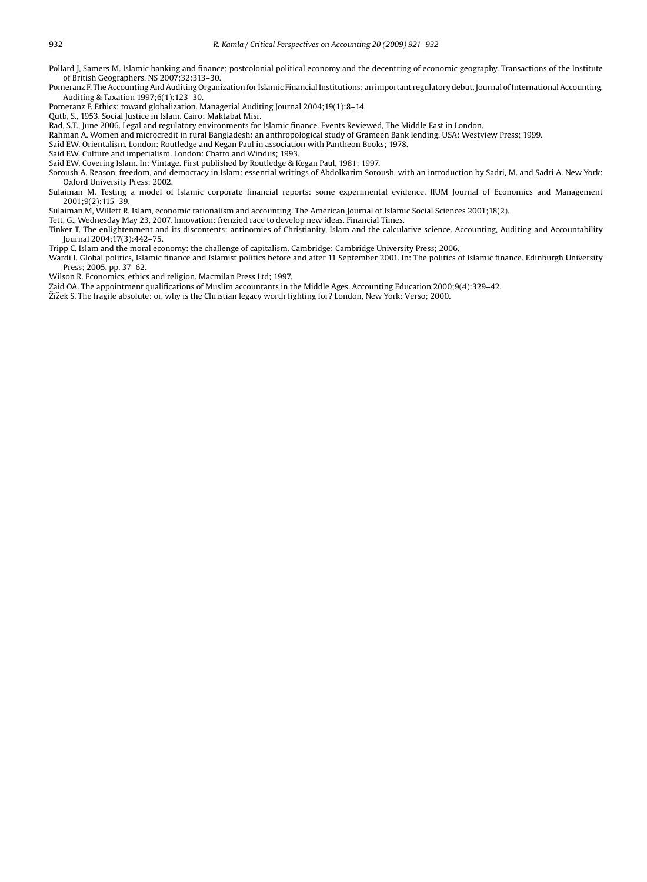Pollard J, Samers M. Islamic banking and finance: postcolonial political economy and the decentring of economic geography. Transactions of the Institute of British Geographers, NS 2007;32:313–30.

Pomeranz F. The Accounting And Auditing Organization for Islamic Financial Institutions: an important regulatory debut. Journal of International Accounting, Auditing & Taxation 1997;6(1):123–30.

Pomeranz F. Ethics: toward globalization. Managerial Auditing Journal 2004;19(1):8–14.

Qutb, S., 1953. Social Justice in Islam. Cairo: Maktabat Misr.

Rad, S.T., June 2006. Legal and regulatory environments for Islamic finance. Events Reviewed, The Middle East in London.

Rahman A. Women and microcredit in rural Bangladesh: an anthropological study of Grameen Bank lending. USA: Westview Press; 1999.

Said EW. Orientalism. London: Routledge and Kegan Paul in association with Pantheon Books; 1978.

Said EW. Culture and imperialism. London: Chatto and Windus; 1993.

Said EW. Covering Islam. In: Vintage. First published by Routledge & Kegan Paul, 1981; 1997.

Soroush A. Reason, freedom, and democracy in Islam: essential writings of Abdolkarim Soroush, with an introduction by Sadri, M. and Sadri A. New York: Oxford University Press; 2002.

Sulaiman M. Testing a model of Islamic corporate financial reports: some experimental evidence. IIUM Journal of Economics and Management 2001;9(2):115–39.

Sulaiman M, Willett R. Islam, economic rationalism and accounting. The American Journal of Islamic Social Sciences 2001;18(2).

Tett, G., Wednesday May 23, 2007. Innovation: frenzied race to develop new ideas. Financial Times.

Tinker T. The enlightenment and its discontents: antinomies of Christianity, Islam and the calculative science. Accounting, Auditing and Accountability Journal 2004;17(3):442–75.

Tripp C. Islam and the moral economy: the challenge of capitalism. Cambridge: Cambridge University Press; 2006.

Wardi I. Global politics, Islamic finance and Islamist politics before and after 11 September 2001. In: The politics of Islamic finance. Edinburgh University Press; 2005. pp. 37–62.

Wilson R. Economics, ethics and religion. Macmilan Press Ltd; 1997.

Zaid OA. The appointment qualifications of Muslim accountants in the Middle Ages. Accounting Education 2000;9(4):329–42.

Žižek S. The fragile absolute: or, why is the Christian legacy worth fighting for? London, New York: Verso; 2000.